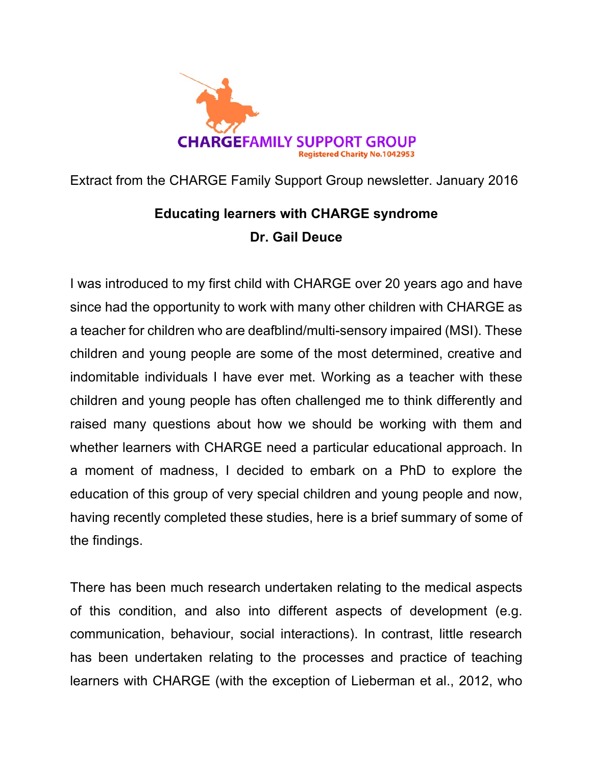CHARGEFAMILY SUPPORT GROUP
Registered Charity No.1042953

Extract from the CHARGE Family Support Group newsletter. January 2016

## Educating learners with CHARGE syndrome

**Dr. Gail Deuce**

I was introduced to my first child with CHARGE over 20 years ago and have since had the opportunity to work with many other children with CHARGE as a teacher for children who are deafblind/multi-sensory impaired (MSI). These children and young people are some of the most determined, creative and indomitable individuals I have ever met. Working as a teacher with these children and young people has often challenged me to think differently and raised many questions about how we should be working with them and whether learners with CHARGE need a particular educational approach. In a moment of madness, I decided to embark on a PhD to explore the education of this group of very special children and young people and now, having recently completed these studies, here is a brief summary of some of the findings.

There has been much research undertaken relating to the medical aspects of this condition, and also into different aspects of development (e.g. communication, behaviour, social interactions). In contrast, little research has been undertaken relating to the processes and practice of teaching learners with CHARGE (with the exception of Lieberman et al., 2012, who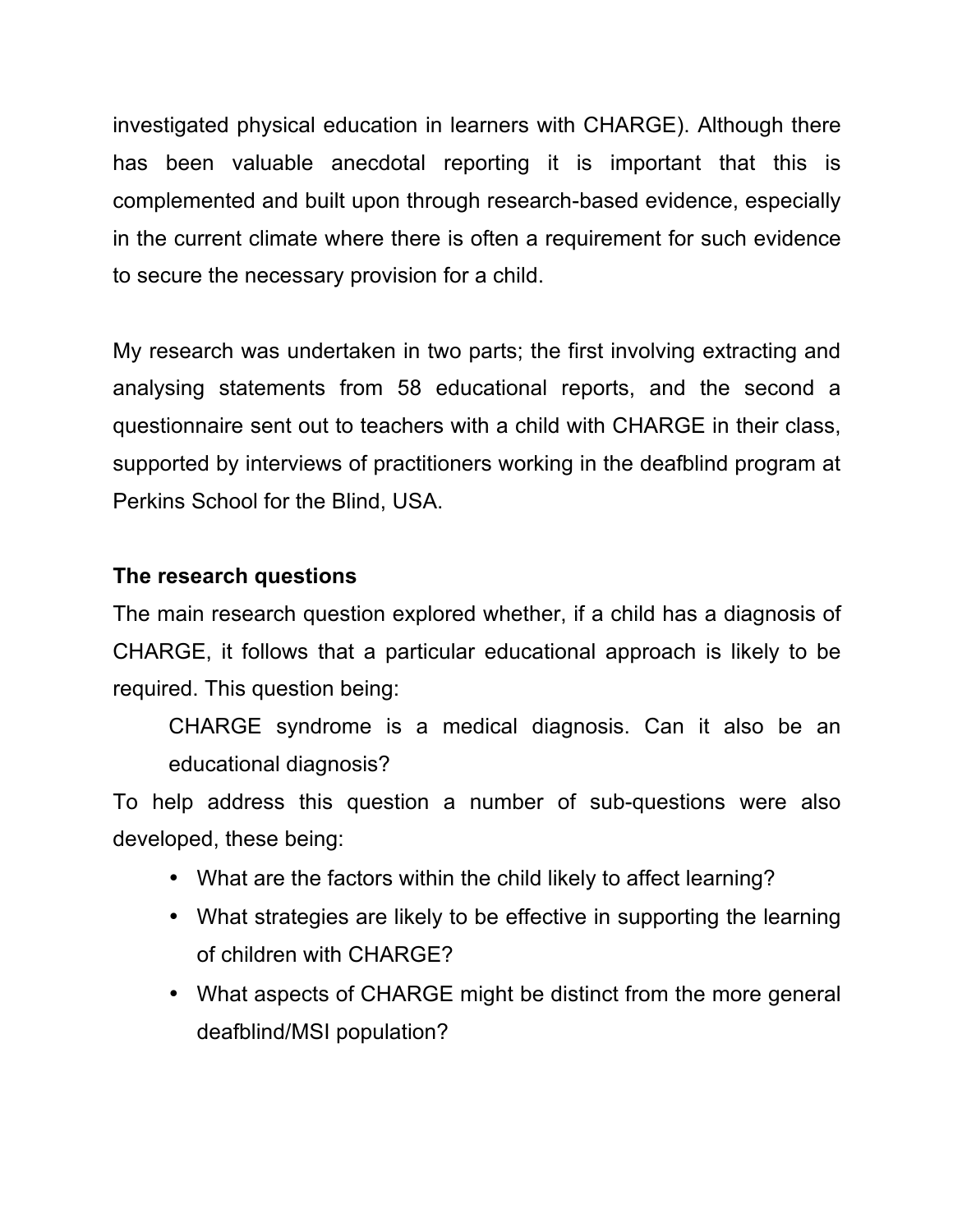investigated physical education in learners with CHARGE). Although there has been valuable anecdotal reporting it is important that this is complemented and built upon through research-based evidence, especially in the current climate where there is often a requirement for such evidence to secure the necessary provision for a child.

My research was undertaken in two parts; the first involving extracting and analysing statements from 58 educational reports, and the second a questionnaire sent out to teachers with a child with CHARGE in their class, supported by interviews of practitioners working in the deafblind program at Perkins School for the Blind, USA.

**The research questions**

The main research question explored whether, if a child has a diagnosis of CHARGE, it follows that a particular educational approach is likely to be required. This question being:

> CHARGE syndrome is a medical diagnosis. Can it also be an educational diagnosis?

To help address this question a number of sub-questions were also developed, these being:

- What are the factors within the child likely to affect learning?
- What strategies are likely to be effective in supporting the learning of children with CHARGE?
- What aspects of CHARGE might be distinct from the more general deafblind/MSI population?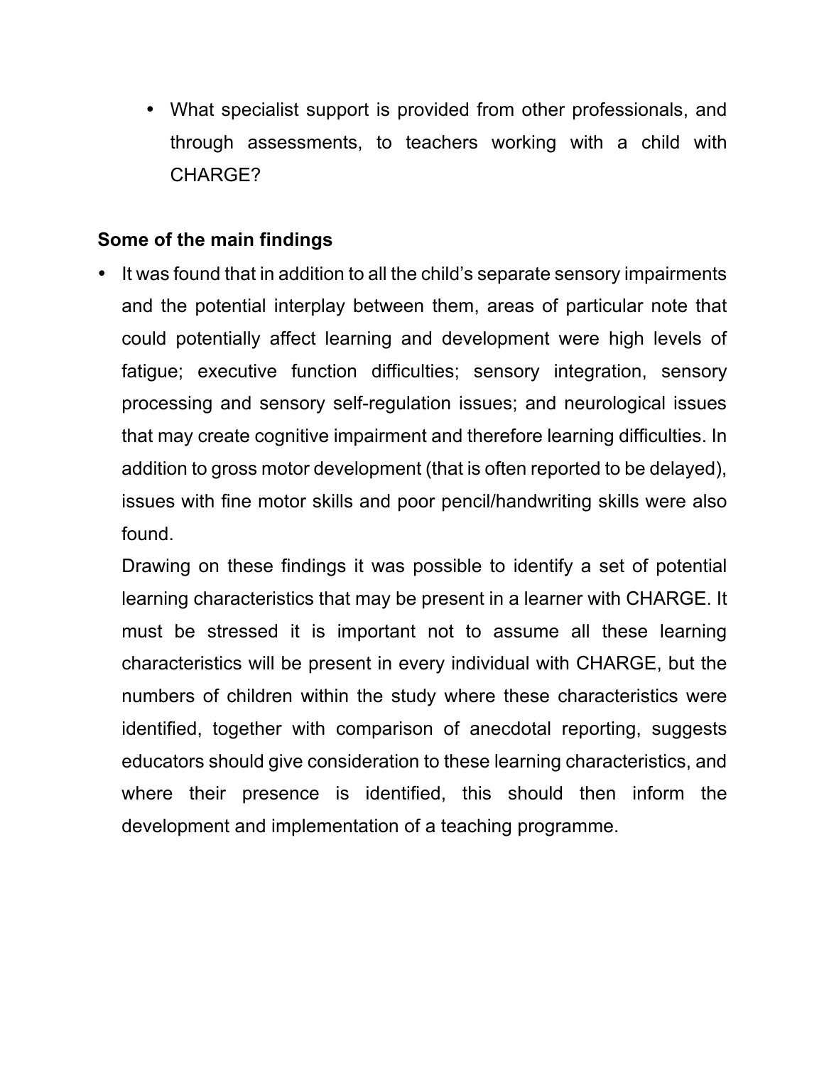- What specialist support is provided from other professionals, and through assessments, to teachers working with a child with CHARGE?

**Some of the main findings**

- It was found that in addition to all the child's separate sensory impairments and the potential interplay between them, areas of particular note that could potentially affect learning and development were high levels of fatigue; executive function difficulties; sensory integration, sensory processing and sensory self-regulation issues; and neurological issues that may create cognitive impairment and therefore learning difficulties. In addition to gross motor development (that is often reported to be delayed), issues with fine motor skills and poor pencil/handwriting skills were also found.

  Drawing on these findings it was possible to identify a set of potential learning characteristics that may be present in a learner with CHARGE. It must be stressed it is important not to assume all these learning characteristics will be present in every individual with CHARGE, but the numbers of children within the study where these characteristics were identified, together with comparison of anecdotal reporting, suggests educators should give consideration to these learning characteristics, and where their presence is identified, this should then inform the development and implementation of a teaching programme.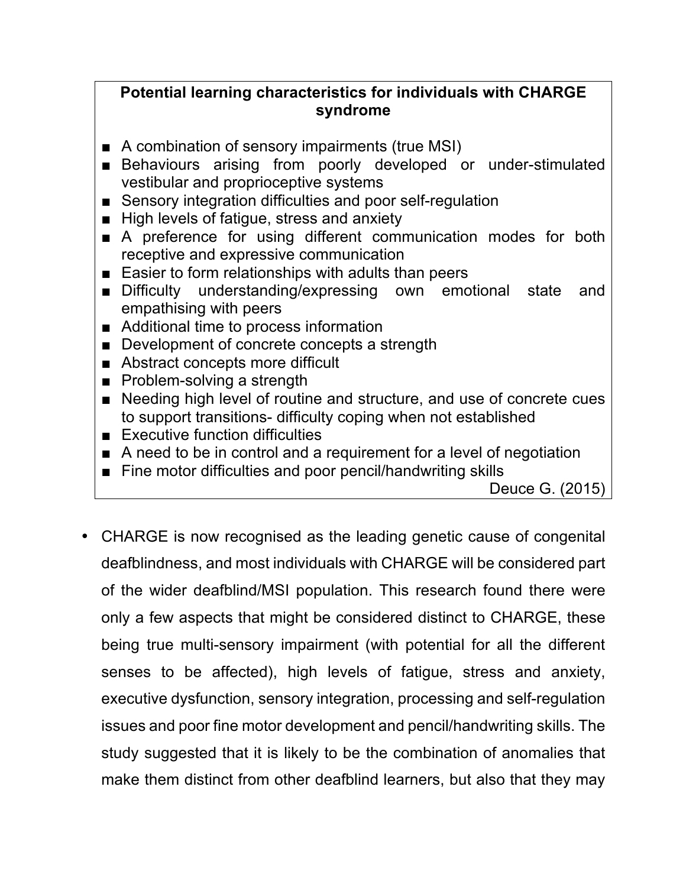**Potential learning characteristics for individuals with CHARGE syndrome**

- A combination of sensory impairments (true MSI)
- Behaviours arising from poorly developed or under-stimulated vestibular and proprioceptive systems
- Sensory integration difficulties and poor self-regulation
- High levels of fatigue, stress and anxiety
- A preference for using different communication modes for both receptive and expressive communication
- Easier to form relationships with adults than peers
- Difficulty understanding/expressing own emotional state and empathising with peers
- Additional time to process information
- Development of concrete concepts a strength
- Abstract concepts more difficult
- Problem-solving a strength
- Needing high level of routine and structure, and use of concrete cues to support transitions- difficulty coping when not established
- Executive function difficulties
- A need to be in control and a requirement for a level of negotiation
- Fine motor difficulties and poor pencil/handwriting skills

Deuce G. (2015)

- CHARGE is now recognised as the leading genetic cause of congenital deafblindness, and most individuals with CHARGE will be considered part of the wider deafblind/MSI population. This research found there were only a few aspects that might be considered distinct to CHARGE, these being true multi-sensory impairment (with potential for all the different senses to be affected), high levels of fatigue, stress and anxiety, executive dysfunction, sensory integration, processing and self-regulation issues and poor fine motor development and pencil/handwriting skills. The study suggested that it is likely to be the combination of anomalies that make them distinct from other deafblind learners, but also that they may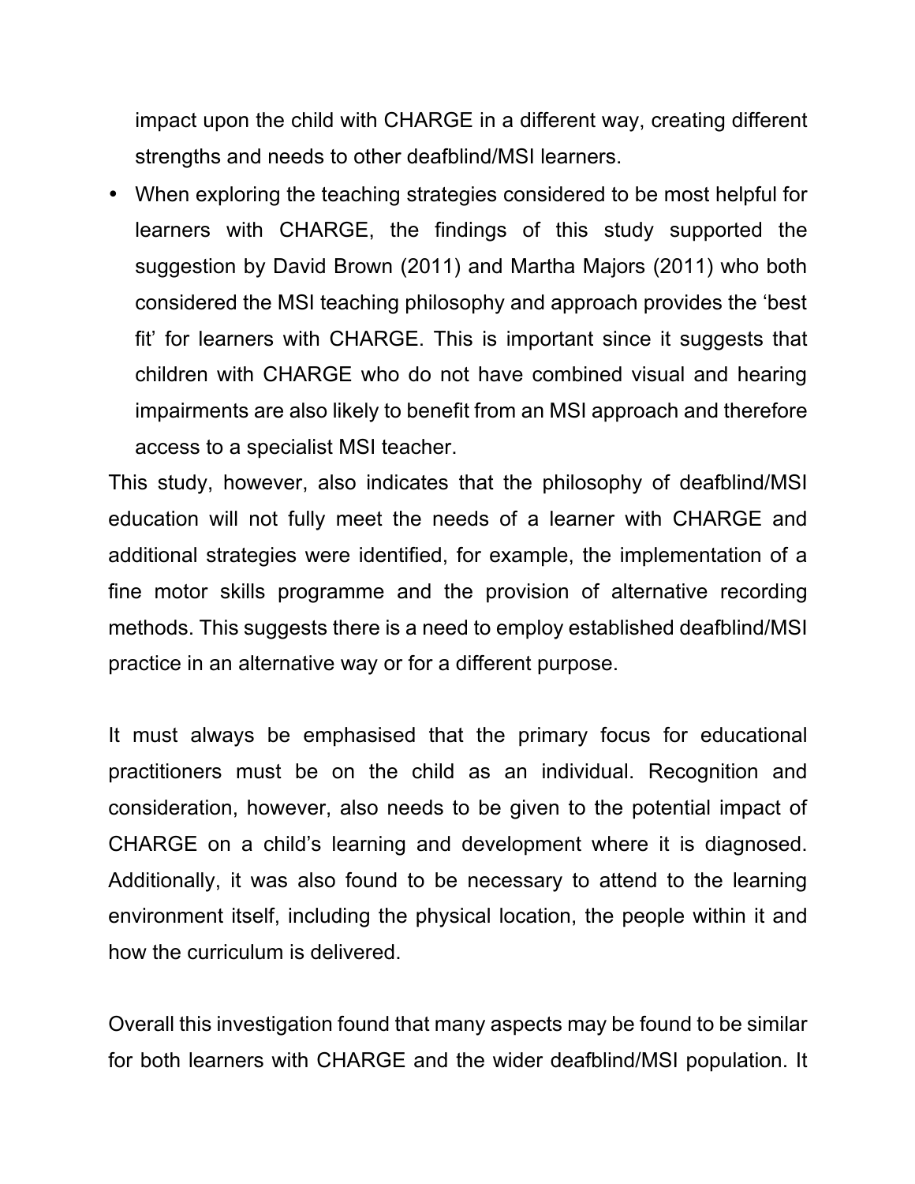impact upon the child with CHARGE in a different way, creating different strengths and needs to other deafblind/MSI learners.

- When exploring the teaching strategies considered to be most helpful for learners with CHARGE, the findings of this study supported the suggestion by David Brown (2011) and Martha Majors (2011) who both considered the MSI teaching philosophy and approach provides the 'best fit' for learners with CHARGE. This is important since it suggests that children with CHARGE who do not have combined visual and hearing impairments are also likely to benefit from an MSI approach and therefore access to a specialist MSI teacher.

This study, however, also indicates that the philosophy of deafblind/MSI education will not fully meet the needs of a learner with CHARGE and additional strategies were identified, for example, the implementation of a fine motor skills programme and the provision of alternative recording methods. This suggests there is a need to employ established deafblind/MSI practice in an alternative way or for a different purpose.

It must always be emphasised that the primary focus for educational practitioners must be on the child as an individual. Recognition and consideration, however, also needs to be given to the potential impact of CHARGE on a child's learning and development where it is diagnosed. Additionally, it was also found to be necessary to attend to the learning environment itself, including the physical location, the people within it and how the curriculum is delivered.

Overall this investigation found that many aspects may be found to be similar for both learners with CHARGE and the wider deafblind/MSI population. It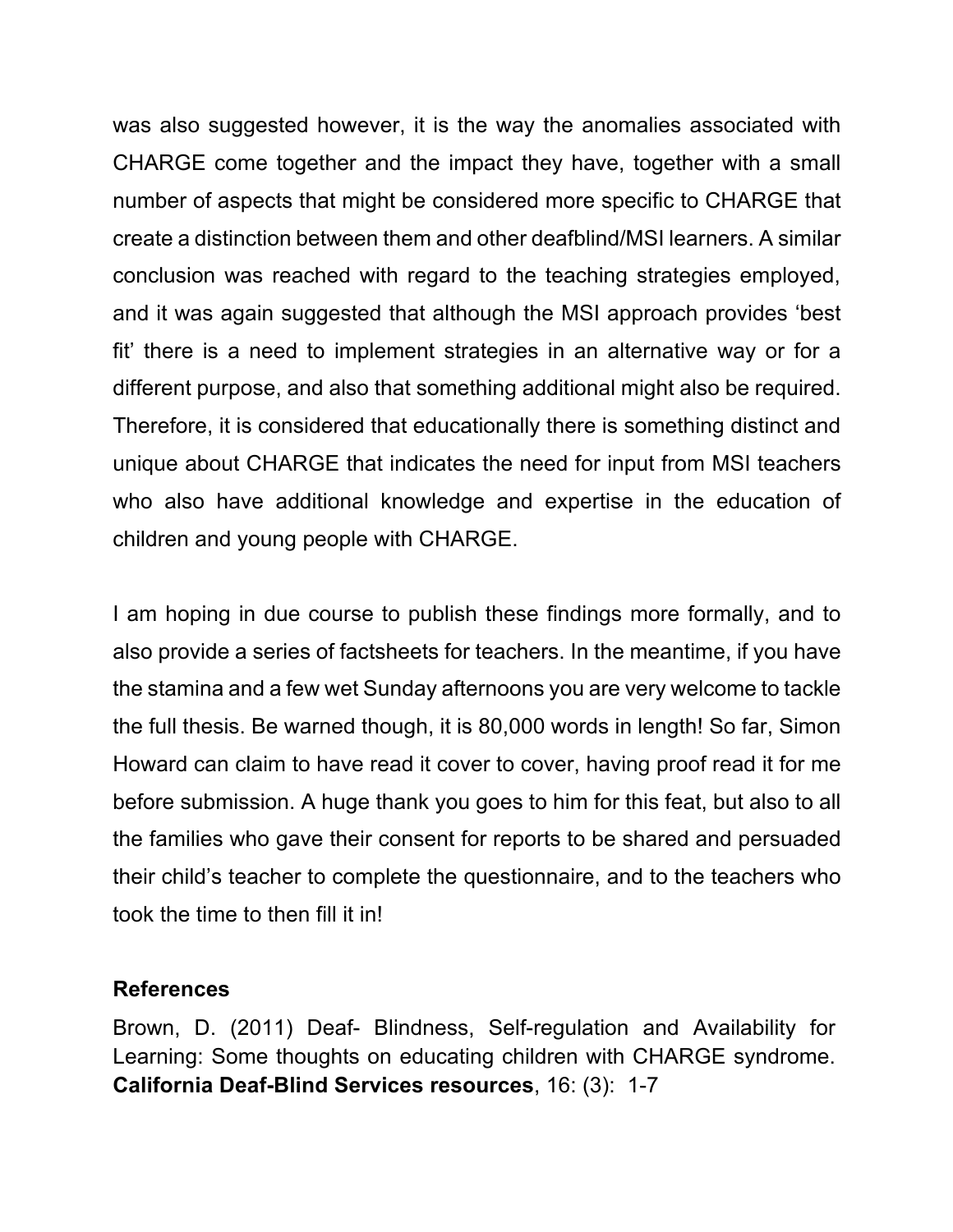was also suggested however, it is the way the anomalies associated with CHARGE come together and the impact they have, together with a small number of aspects that might be considered more specific to CHARGE that create a distinction between them and other deafblind/MSI learners. A similar conclusion was reached with regard to the teaching strategies employed, and it was again suggested that although the MSI approach provides 'best fit' there is a need to implement strategies in an alternative way or for a different purpose, and also that something additional might also be required. Therefore, it is considered that educationally there is something distinct and unique about CHARGE that indicates the need for input from MSI teachers who also have additional knowledge and expertise in the education of children and young people with CHARGE.

I am hoping in due course to publish these findings more formally, and to also provide a series of factsheets for teachers. In the meantime, if you have the stamina and a few wet Sunday afternoons you are very welcome to tackle the full thesis. Be warned though, it is 80,000 words in length! So far, Simon Howard can claim to have read it cover to cover, having proof read it for me before submission. A huge thank you goes to him for this feat, but also to all the families who gave their consent for reports to be shared and persuaded their child's teacher to complete the questionnaire, and to the teachers who took the time to then fill it in!

**References**

Brown, D. (2011) Deaf- Blindness, Self-regulation and Availability for Learning: Some thoughts on educating children with CHARGE syndrome. **California Deaf-Blind Services resources**, 16: (3): 1-7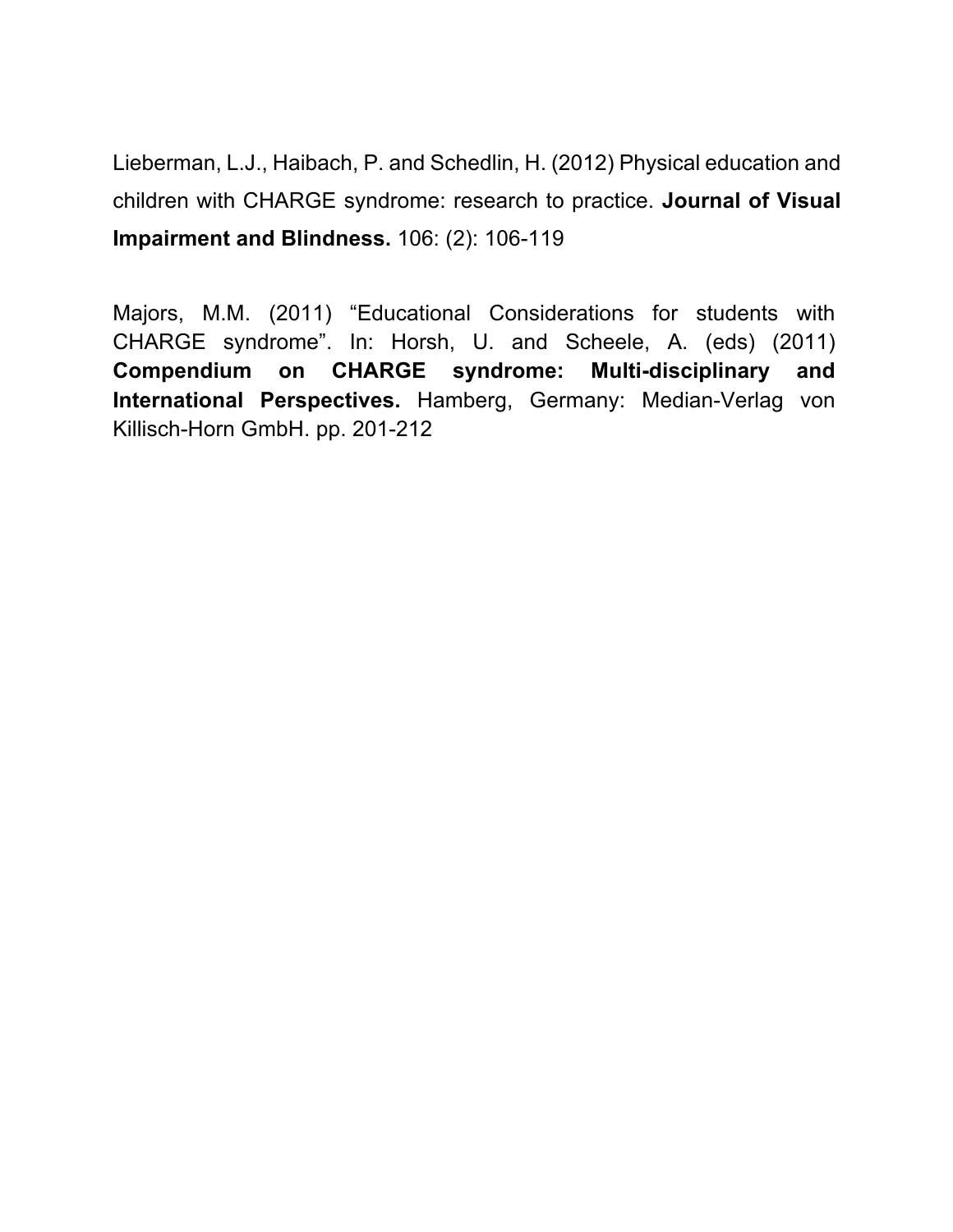Lieberman, L.J., Haibach, P. and Schedlin, H. (2012) Physical education and children with CHARGE syndrome: research to practice. **Journal of Visual Impairment and Blindness.** 106: (2): 106-119

Majors, M.M. (2011) "Educational Considerations for students with CHARGE syndrome". In: Horsh, U. and Scheele, A. (eds) (2011) **Compendium on CHARGE syndrome: Multi-disciplinary and International Perspectives.** Hamberg, Germany: Median-Verlag von Killisch-Horn GmbH. pp. 201-212